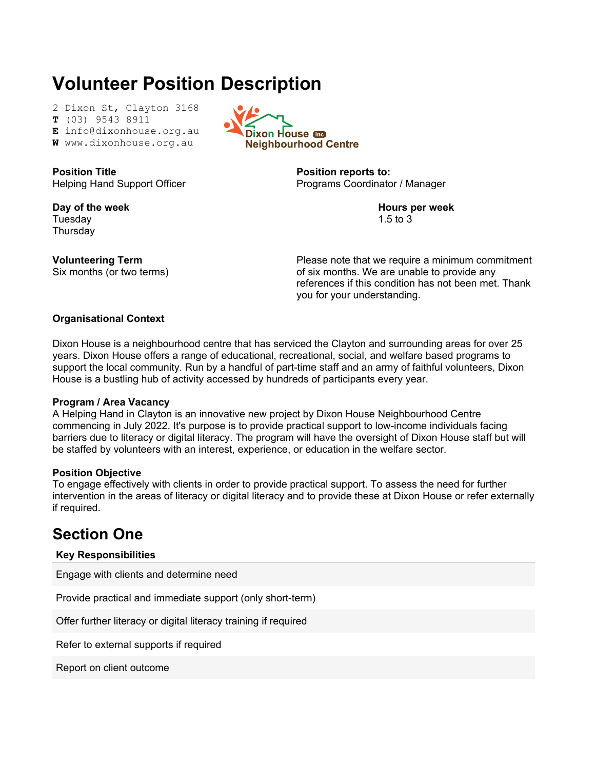# Volunteer Position Description

2 Dixon St, Clayton 3168
**T** (03) 9543 8911
**E** info@dixonhouse.org.au
**W** www.dixonhouse.org.au

Dixon House Inc Neighbourhood Centre

**Position Title**
Helping Hand Support Officer

**Position reports to:**
Programs Coordinator / Manager

**Day of the week**
Tuesday
Thursday

**Hours per week**
1.5 to 3

**Volunteering Term**
Six months (or two terms)

Please note that we require a minimum commitment of six months. We are unable to provide any references if this condition has not been met. Thank you for your understanding.

**Organisational Context**

Dixon House is a neighbourhood centre that has serviced the Clayton and surrounding areas for over 25 years. Dixon House offers a range of educational, recreational, social, and welfare based programs to support the local community. Run by a handful of part-time staff and an army of faithful volunteers, Dixon House is a bustling hub of activity accessed by hundreds of participants every year.

**Program / Area Vacancy**
A Helping Hand in Clayton is an innovative new project by Dixon House Neighbourhood Centre commencing in July 2022. It's purpose is to provide practical support to low-income individuals facing barriers due to literacy or digital literacy. The program will have the oversight of Dixon House staff but will be staffed by volunteers with an interest, experience, or education in the welfare sector.

**Position Objective**
To engage effectively with clients in order to provide practical support. To assess the need for further intervention in the areas of literacy or digital literacy and to provide these at Dixon House or refer externally if required.

## Section One

| Key Responsibilities |
|---|
| Engage with clients and determine need |
| Provide practical and immediate support (only short-term) |
| Offer further literacy or digital literacy training if required |
| Refer to external supports if required |
| Report on client outcome |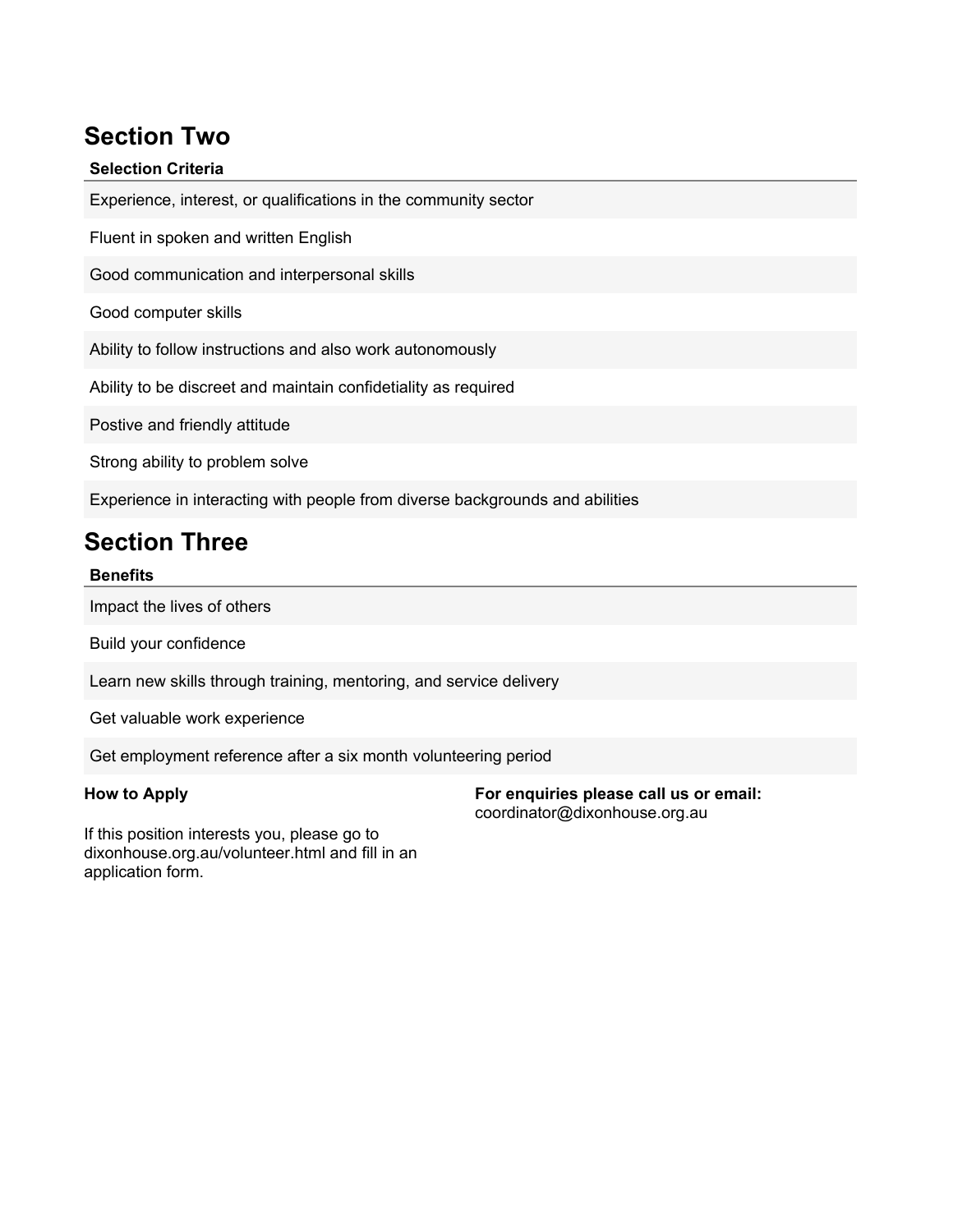# Section Two

| Selection Criteria |
| --- |
| Experience, interest, or qualifications in the community sector |
| Fluent in spoken and written English |
| Good communication and interpersonal skills |
| Good computer skills |
| Ability to follow instructions and also work autonomously |
| Ability to be discreet and maintain confidetiality as required |
| Postive and friendly attitude |
| Strong ability to problem solve |
| Experience in interacting with people from diverse backgrounds and abilities |

# Section Three

| Benefits |
| --- |
| Impact the lives of others |
| Build your confidence |
| Learn new skills through training, mentoring, and service delivery |
| Get valuable work experience |
| Get employment reference after a six month volunteering period |

**How to Apply**

If this position interests you, please go to dixonhouse.org.au/volunteer.html and fill in an application form.

**For enquiries please call us or email:**
coordinator@dixonhouse.org.au